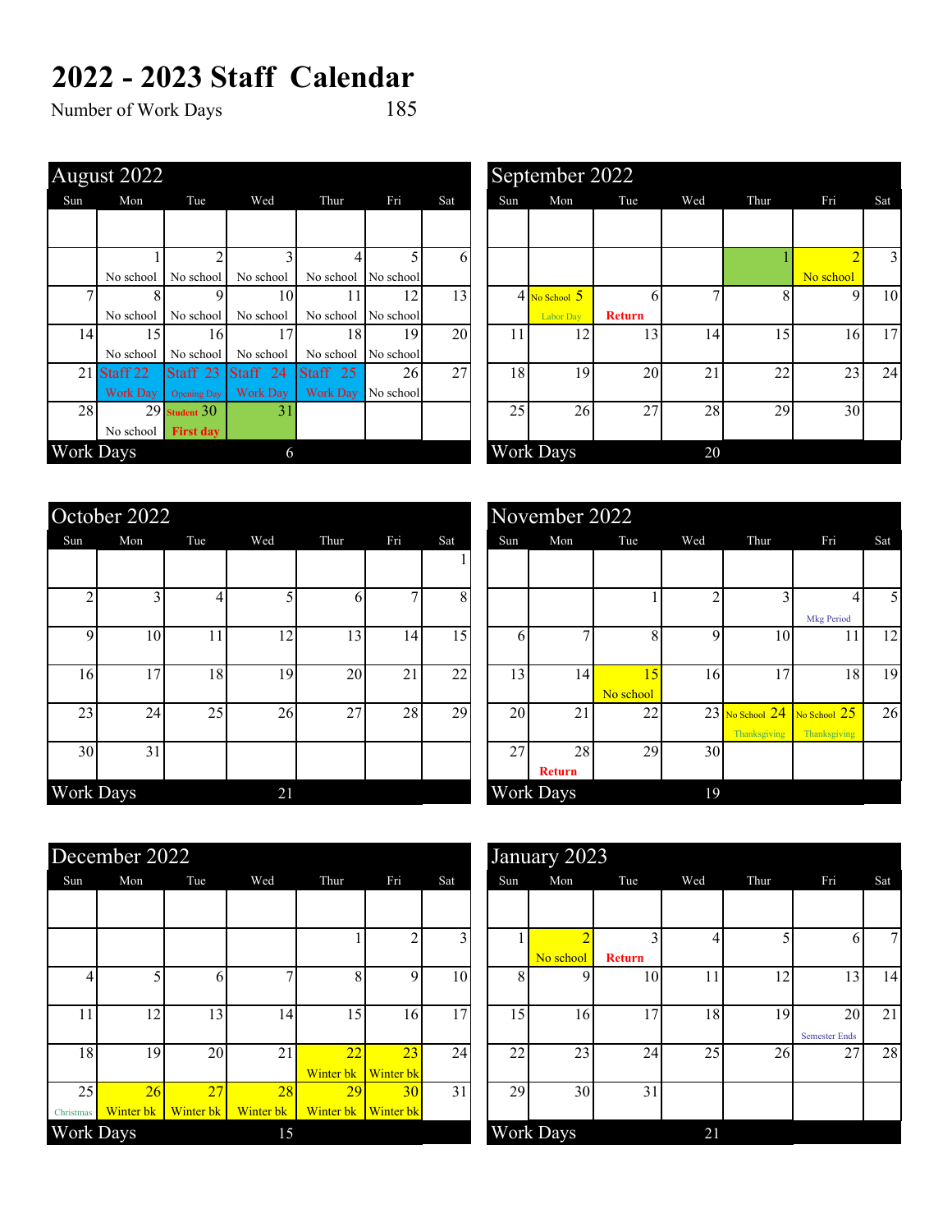# 2022 - 2023 Staff Calendar

Number of Work Days 185

## August 2022

| Sun | Mon | Tue | Wed | Thur | Fri | Sat |
|---|---|---|---|---|---|---|
| | | | | | | |
| | 1 No school | 2 No school | 3 No school | 4 No school | 5 No school | 6 |
| 7 | 8 No school | 9 No school | 10 No school | 11 No school | 12 No school | 13 |
| 14 | 15 No school | 16 No school | 17 No school | 18 No school | 19 No school | 20 |
| 21 | Staff 22 Work Day | Staff 23 Opening Day | Staff 24 Work Day | Staff 25 Work Day | 26 No school | 27 |
| 28 | 29 No school | Student 30 First day | 31 | | | |

Work Days 6

## September 2022

| Sun | Mon | Tue | Wed | Thur | Fri | Sat |
|---|---|---|---|---|---|---|
| | | | | | | |
| | | | | 1 | 2 No school | 3 |
| 4 | No School 5 Labor Day | 6 Return | 7 | 8 | 9 | 10 |
| 11 | 12 | 13 | 14 | 15 | 16 | 17 |
| 18 | 19 | 20 | 21 | 22 | 23 | 24 |
| 25 | 26 | 27 | 28 | 29 | 30 | |

Work Days 20

## October 2022

| Sun | Mon | Tue | Wed | Thur | Fri | Sat |
|---|---|---|---|---|---|---|
| | | | | | | 1 |
| 2 | 3 | 4 | 5 | 6 | 7 | 8 |
| 9 | 10 | 11 | 12 | 13 | 14 | 15 |
| 16 | 17 | 18 | 19 | 20 | 21 | 22 |
| 23 | 24 | 25 | 26 | 27 | 28 | 29 |
| 30 | 31 | | | | | |

Work Days 21

## November 2022

| Sun | Mon | Tue | Wed | Thur | Fri | Sat |
|---|---|---|---|---|---|---|
| | | | | | | |
| | | 1 | 2 | 3 | 4 Mkg Period | 5 |
| 6 | 7 | 8 | 9 | 10 | 11 | 12 |
| 13 | 14 | 15 No school | 16 | 17 | 18 | 19 |
| 20 | 21 | 22 | 23 | No School 24 Thanksgiving | No School 25 Thanksgiving | 26 |
| 27 | 28 Return | 29 | 30 | | | |

Work Days 19

## December 2022

| Sun | Mon | Tue | Wed | Thur | Fri | Sat |
|---|---|---|---|---|---|---|
| | | | | | | |
| | | | | 1 | 2 | 3 |
| 4 | 5 | 6 | 7 | 8 | 9 | 10 |
| 11 | 12 | 13 | 14 | 15 | 16 | 17 |
| 18 | 19 | 20 | 21 | 22 Winter bk | 23 Winter bk | 24 |
| 25 Christmas | 26 Winter bk | 27 Winter bk | 28 Winter bk | 29 Winter bk | 30 Winter bk | 31 |

Work Days 15

## January 2023

| Sun | Mon | Tue | Wed | Thur | Fri | Sat |
|---|---|---|---|---|---|---|
| | | | | | | |
| 1 | 2 No school | 3 Return | 4 | 5 | 6 | 7 |
| 8 | 9 | 10 | 11 | 12 | 13 | 14 |
| 15 | 16 | 17 | 18 | 19 | 20 Semester Ends | 21 |
| 22 | 23 | 24 | 25 | 26 | 27 | 28 |
| 29 | 30 | 31 | | | | |

Work Days 21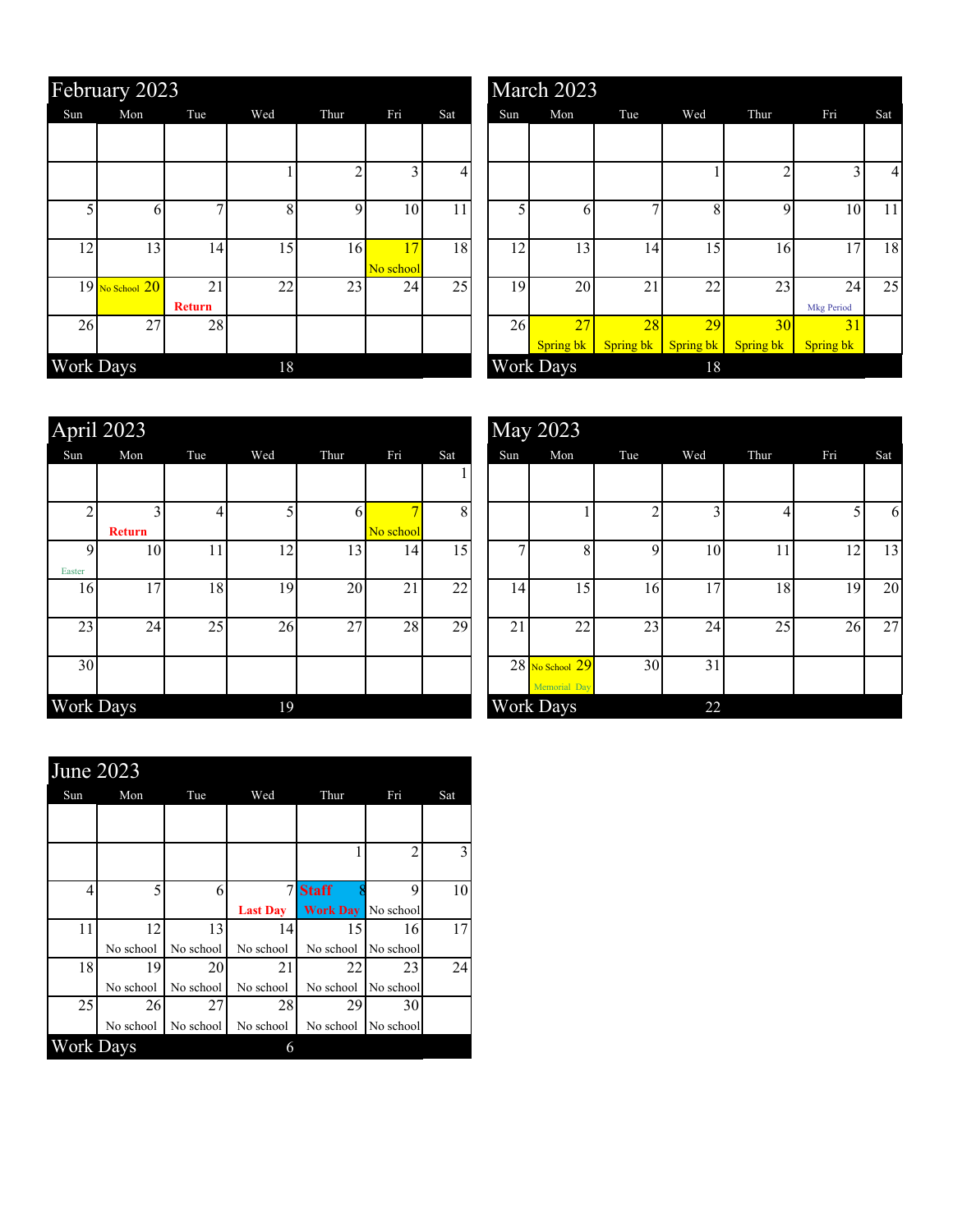## February 2023

| Sun | Mon | Tue | Wed | Thur | Fri | Sat |
| --- | --- | --- | --- | --- | --- | --- |
| | | | | | | |
| | | | 1 | 2 | 3 | 4 |
| 5 | 6 | 7 | 8 | 9 | 10 | 11 |
| 12 | 13 | 14 | 15 | 16 | 17 No school | 18 |
| 19 | No School 20 | 21 Return | 22 | 23 | 24 | 25 |
| 26 | 27 | 28 | | | | |

Work Days 18

## March 2023

| Sun | Mon | Tue | Wed | Thur | Fri | Sat |
| --- | --- | --- | --- | --- | --- | --- |
| | | | | | | |
| | | | 1 | 2 | 3 | 4 |
| 5 | 6 | 7 | 8 | 9 | 10 | 11 |
| 12 | 13 | 14 | 15 | 16 | 17 | 18 |
| 19 | 20 | 21 | 22 | 23 | 24 Mkg Period | 25 |
| 26 | 27 Spring bk | 28 Spring bk | 29 Spring bk | 30 Spring bk | 31 Spring bk | |

Work Days 18

## April 2023

| Sun | Mon | Tue | Wed | Thur | Fri | Sat |
| --- | --- | --- | --- | --- | --- | --- |
| | | | | | | 1 |
| 2 | 3 Return | 4 | 5 | 6 | 7 No school | 8 |
| 9 Easter | 10 | 11 | 12 | 13 | 14 | 15 |
| 16 | 17 | 18 | 19 | 20 | 21 | 22 |
| 23 | 24 | 25 | 26 | 27 | 28 | 29 |
| 30 | | | | | | |

Work Days 19

## May 2023

| Sun | Mon | Tue | Wed | Thur | Fri | Sat |
| --- | --- | --- | --- | --- | --- | --- |
| | | | | | | |
| | 1 | 2 | 3 | 4 | 5 | 6 |
| 7 | 8 | 9 | 10 | 11 | 12 | 13 |
| 14 | 15 | 16 | 17 | 18 | 19 | 20 |
| 21 | 22 | 23 | 24 | 25 | 26 | 27 |
| 28 | No School 29 Memorial Day | 30 | 31 | | | |

Work Days 22

## June 2023

| Sun | Mon | Tue | Wed | Thur | Fri | Sat |
| --- | --- | --- | --- | --- | --- | --- |
| | | | | | | |
| | | | | 1 | 2 | 3 |
| 4 | 5 | 6 | 7 Last Day | Staff 8 Work Day | 9 No school | 10 |
| 11 | 12 No school | 13 No school | 14 No school | 15 No school | 16 No school | 17 |
| 18 | 19 No school | 20 No school | 21 No school | 22 No school | 23 No school | 24 |
| 25 | 26 No school | 27 No school | 28 No school | 29 No school | 30 No school | |

Work Days 6